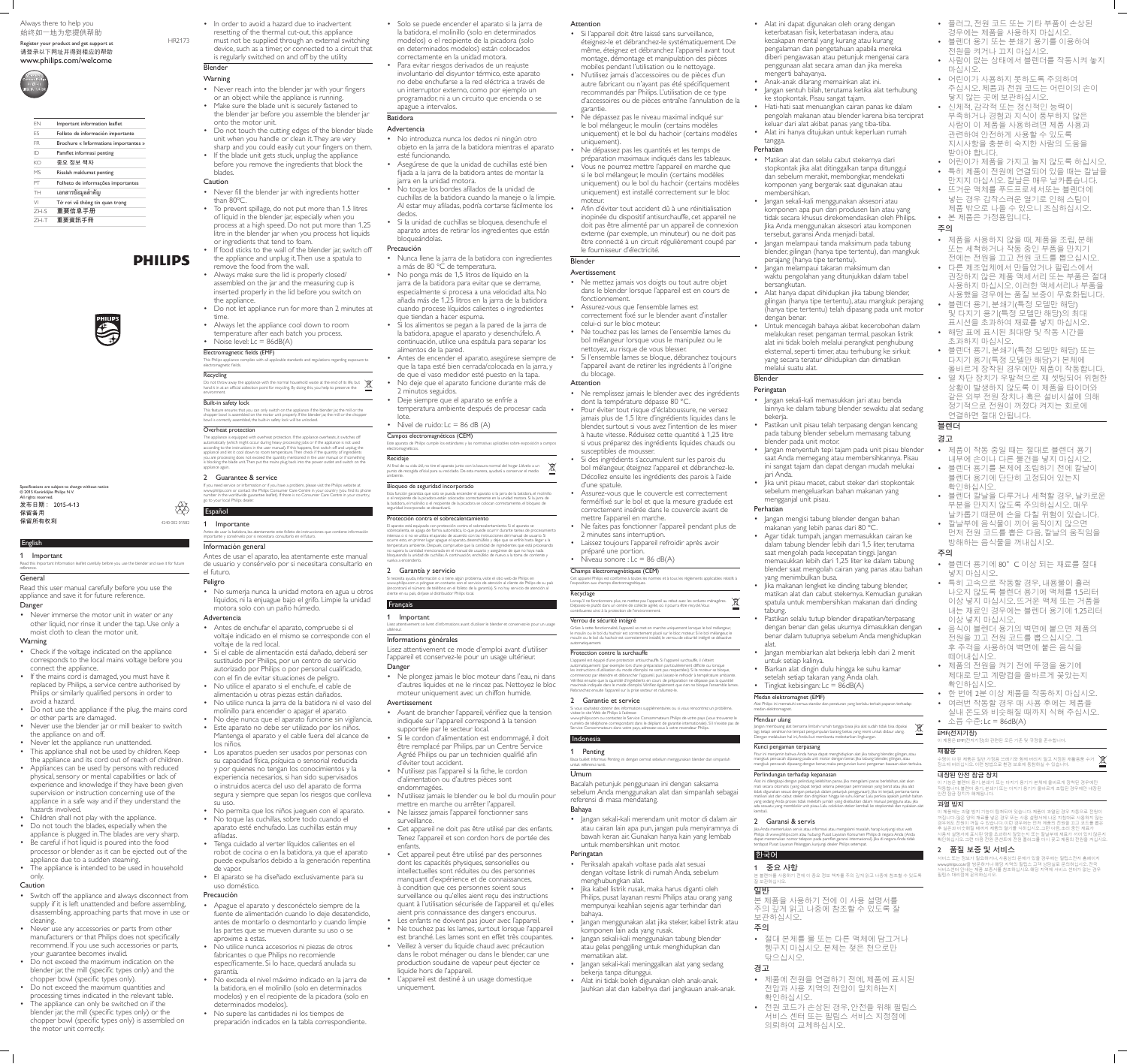Always there to help you
始终如一地为您提供帮助

Register your product and get support at
请登录以下网址并得到相应的帮助
www.philips.com/welcome

HR2173

| EN | Important information leaflet |
|---|---|
| ES | Folleto de información importante |
| FR | Brochure « Informations importantes » |
| ID | Pamflet informasi penting |
| KO | 중요 정보 책자 |
| MS | Risalah maklumat penting |
| PT | Folheto de informações importantes |
| TH | เอกสารข้อมูลสำคัญ |
| VI | Tờ rơi về thông tin quan trọng |
| ZH-S | 重要信息手册 |
| ZH-T | 重要資訊手冊 |

PHILIPS

Specifications are subject to change without notice
© 2015 Koninklijke Philips N.V.
All rights reserved.
发布日期： 2015-4-13
保留备用
保留所有权利

4240 002 01582

# English

## 1 Important

Read this Important Information leaflet carefully before you use the blender and save it for future reference.

### General

Read this user manual carefully before you use the appliance and save it for future reference.

### Danger

- Never immerse the motor unit in water or any other liquid, nor rinse it under the tap. Use only a moist cloth to clean the motor unit.

### Warning

- Check if the voltage indicated on the appliance corresponds to the local mains voltage before you connect the appliance.
- If the mains cord is damaged, you must have it replaced by Philips, a service centre authorised by Philips or similarly qualified persons in order to avoid a hazard.
- Do not use the appliance if the plug, the mains cord or other parts are damaged.
- Never use the blender jar or mill beaker to switch the appliance on and off.
- Never let the appliance run unattended.
- This appliance shall not be used by children. Keep the appliance and its cord out of reach of children.
- Appliances can be used by persons with reduced physical, sensory or mental capabilities or lack of experience and knowledge if they have been given supervision or instruction concerning use of the appliance in a safe way and if they understand the hazards involved.
- Children shall not play with the appliance.
- Do not touch the blades, especially when the appliance is plugged in. The blades are very sharp.
- Be careful if hot liquid is poured into the food processor or blender as it can be ejected out of the appliance due to a sudden steaming.
- The appliance is intended to be used in household only.

### Caution

- Switch off the appliance and always disconnect from supply if it is left unattended and before assembling, disassembling, approaching parts that move in use or cleaning.
- Never use any accessories or parts from other manufacturers or that Philips does not specifically recommend. If you use such accessories or parts, your guarantee becomes invalid.
- Do not exceed the maximum indication on the blender jar, the mill (specific types only) and the chopper bowl (specific types only).
- Do not exceed the maximum quantities and processing times indicated in the relevant table.
- The appliance can only be switched on if the blender jar, the mill (specific types only) or the chopper bowl (specific types only) is assembled on the motor unit correctly.
- In order to avoid a hazard due to inadvertent resetting of the thermal cut-out, this appliance must not be supplied through an external switching device, such as a timer, or connected to a circuit that is regularly switched on and off by the utility.

### Blender

#### Warning

- Never reach into the blender jar with your fingers or an object while the appliance is running.
- Make sure the blade unit is securely fastened to the blender jar before you assemble the blender jar onto the motor unit.
- Do not touch the cutting edges of the blade blade unit when you handle or clean it. They are very sharp and you could easily cut your fingers on them.
- If the blade unit gets stuck, unplug the appliance before you remove the ingredients that block the blades.

#### Caution

- Never fill the blender jar with ingredients hotter than 80°C.
- To prevent spillage, do not put more than 1.5 litres of liquid in the blender jar, especially when you process at a high speed. Do not put more than 1.25 litre in the blender jar when you process hot liquids or ingredients that tend to foam.
- If food sticks to the wall of the blender jar, switch off the appliance and unplug it. Then use a spatula to remove the food from the wall.
- Always make sure the lid is properly closed/assembled on the jar and the measuring cup is inserted properly in the lid before you switch on the appliance.
- Do not let appliance run for more than 2 minutes at time.
- Always let the appliance cool down to room temperature after each batch you process.
- Noise level: Lc = 86dB(A)

#### Electromagnetic fields (EMF)

This Philips appliance complies with all applicable standards and regulations regarding exposure to electromagnetic fields.

#### Recycling

Do not throw away the appliance with the normal household waste at the end of its life, but hand it in at an official collection point for recycling. By doing this, you help to preserve the environment.

#### Built-in safety lock

This feature ensures that you can only switch on the appliance if the blender jar, the mill or the chopper bowl is assembled on the motor unit properly. If the blender jar, the mill or the chopper bowl is correctly assembled, the built-in safety lock will be unlocked.

#### Overheat protection

The appliance is equipped with overheat protection. If the appliance overheats, it switches off automatically (which might occur during heavy processing jobs or if the appliance is not used according to the instructions in the user manual). If this happens, first switch off and unplug the appliance and let it cool down to room temperature. Then check if the quantity of ingredients you are processing does not exceed the quantity mentioned in the user manual or if something is blocking the blade unit. Then put the mains plug back into the power outlet and switch on the appliance again.

## 2 Guarantee & service

If you need service or information or if you have a problem, please visit the Philips website at www.philips.com or contact the Philips Consumer Care Centre in your country (you find its phone number in the worldwide guarantee leaflet). If there is no Consumer Care Centre in your country, go to your local Philips dealer.

# Español

## 1 Importante

Antes de usar la batidora, lea atentamente este folleto de instrucciones que contiene información importante y consérvelo por si necesitara consultarlo en el futuro.

### Información general

Antes de usar el aparato, lea atentamente este manual de usuario y consérvelo por si necesitara consultarlo en el futuro.

### Peligro

- No sumerja nunca la unidad motora en agua u otros líquidos, ni la enjuague bajo el grifo. Limpie la unidad motora solo con un paño húmedo.

### Advertencia

- Antes de enchufar el aparato, compruebe si el voltaje indicado en el mismo se corresponde con el voltaje de la red local.
- Si el cable de alimentación está dañado, deberá ser sustituido por Philips, por un centro de servicio autorizado por Philips o por personal cualificado, con el fin de evitar situaciones de peligro.
- No utilice el aparato si el enchufe, el cable de alimentación u otras piezas están dañados.
- No utilice nunca la jarra de la batidora ni el vaso del molinillo para encender o apagar el aparato.
- No deje nunca que el aparato funcione sin vigilancia.
- Este aparato no debe ser utilizado por los niños. Mantenga el aparato y el cable fuera del alcance de los niños.
- Los aparatos pueden ser usados por personas con su capacidad física, psíquica o sensorial reducida y por quienes no tengan los conocimientos y la experiencia necesarios, si han sido supervisados o instruidos acerca del uso del aparato de forma segura y siempre que sepan los riesgos que conlleva su uso.
- No permita que los niños jueguen con el aparato.
- No toque las cuchillas, sobre todo cuando el aparato esté enchufado. Las cuchillas están muy afiladas.
- Tenga cuidado al verter líquidos calientes en el robot de cocina o en la batidora, ya que el aparato puede expulsarlos debido a la generación repentina de vapor.
- El aparato se ha diseñado exclusivamente para su uso doméstico.

### Precaución

- Apague el aparato y desconéctelo siempre de la fuente de alimentación cuando lo deje desatendido, antes de montarlo o desmontarlo y cuando limpie las partes que se mueven durante su uso o se aproxime a estas.
- No utilice nunca accesorios ni piezas de otros fabricantes o que Philips no recomiende específicamente. Si lo hace, quedará anulada su garantía.
- No exceda el nivel máximo indicado en la jarra de la batidora, en el molinillo (solo en determinados modelos) y en el recipiente de la picadora (solo en determinados modelos).
- No supere las cantidades ni los tiempos de preparación indicados en la tabla correspondiente.
- Solo se puede encender el aparato si la jarra de la batidora, el molinillo (solo en determinados modelos) o el recipiente de la picadora (solo en determinados modelos) están colocados correctamente en la unidad motora.
- Para evitar riesgos derivados de un reajuste involuntario del disyuntor térmico, este aparato no debe enchufarse a la red eléctrica a través de un interruptor externo, como por ejemplo un programador, ni a un circuito que encienda o se apague a intervalos.

### Batidora

#### Advertencia

- No introduzca nunca los dedos ni ningún otro objeto en la jarra de la batidora mientras el aparato esté funcionando.
- Asegúrese de que la unidad de cuchillas esté bien fijada a la jarra de la batidora antes de montar la jarra en la unidad motora.
- No toque los bordes afilados de la unidad de cuchillas de la batidora cuando la maneje o la limpie. Al estar muy afiladas, podría cortarse fácilmente los dedos.
- Si la unidad de cuchillas se bloquea, desenchufe el aparato antes de retirar los ingredientes que están bloqueándolas.

#### Precaución

- Nunca llene la jarra de la batidora con ingredientes a más de 80 °C de temperatura.
- No ponga más de 1,5 litros de líquido en la jarra de la batidora para evitar que se derrame, especialmente si procesa a una velocidad alta. No añada más de 1,25 litros en la jarra de la batidora cuando procese líquidos calientes o ingredientes que tiendan a hacer espuma.
- Si los alimentos se pegan a la pared de la jarra de la batidora, apague el aparato y desenchúfelo. A continuación, utilice una espátula para separar los alimentos de la pared.
- Antes de encender el aparato, asegúrese siempre de que la tapa esté bien cerrada/colocada en la jarra, y de que el vaso medidor esté puesto en la tapa.
- No deje que el aparato funcione durante más de 2 minutos seguidos.
- Deje siempre que el aparato se enfríe a temperatura ambiente después de procesar cada lote.
- Nivel de ruido: Lc = 86 dB (A)

#### Campos electromagnéticos (CEM)

Este aparato de Philips cumple los estándares y las normativas aplicables sobre exposición a campos electromagnéticos.

#### Reciclaje

Al final de su vida útil, no tire el aparato junto con la basura normal del hogar. Llévelo a un punto de recogida oficial para su reciclado. De esta manera, ayudará a conservar el medio ambiente.

#### Bloqueo de seguridad incorporado

Esta función garantiza que solo se pueda encender el aparato si la jarra de la batidora, el molinillo o el recipiente de la picadora están colocados correctamente en la unidad motora. Si la jarra de la batidora, el molinillo o el recipiente de la picadora se colocan correctamente, el bloqueo de seguridad incorporado se desactivará.

#### Protección contra el sobrecalentamiento

El aparato está equipado con protección contra el sobrecalentamiento. Si el aparato se sobrecalienta, se apaga de forma automática (lo que puede ocurrir durante tareas de procesamiento intensas o si no se utiliza el aparato de acuerdo con las instrucciones del manual de usuario). Si ocurre esto, en primer lugar apague el aparato desenchúfelo y deje que se enfríe hasta llegar a la temperatura ambiente. Después, compruebe que la cantidad de ingredientes que está procesando no supera la cantidad mencionada en el manual de usuario y asegúrese de que no haya nada bloqueando la unidad de cuchillas. A continuación, enchúfelo de nuevo a la toma de corriente y vuelva a encenderlo.

## 2 Garantía y servicio

Si necesita ayuda, información o si tiene algún problema, visite el sitio web de Philips en www.philips.com o póngase en contacto con el servicio de atención al cliente de Philips de su país (encontrará el número de teléfono en el folleto de la garantía). Si no hay servicio de atención al cliente en su país, diríjase al distribuidor Philips local.

# Français

## 1 Important

Lisez attentivement ce livret d'informations avant d'utiliser le blender et conservez-le pour un usage ultérieur.

### Informations générales

Lisez attentivement ce mode d'emploi avant d'utiliser l'appareil et conservez-le pour un usage ultérieur.

### Danger

- Ne plongez jamais le bloc moteur dans l'eau, ni dans d'autres liquides et ne le rincez pas. Nettoyez le bloc moteur uniquement avec un chiffon humide.

### Avertissement

- Avant de brancher l'appareil, vérifiez que la tension indiquée sur l'appareil correspond à la tension supportée par le secteur local.
- Si le cordon d'alimentation est endommagé, il doit être remplacé par Philips, par un Centre Service Agréé Philips ou par un technicien qualifié afin d'éviter tout accident.
- N'utilisez pas l'appareil si la fiche, le cordon d'alimentation ou d'autres pièces sont endommagées.
- N'utilisez jamais le blender ou le bol du moulin pour mettre en marche ou arrêter l'appareil.
- Ne laissez jamais l'appareil fonctionner sans surveillance.
- Cet appareil ne doit pas être utilisé par des enfants. Tenez l'appareil et son cordon hors de portée des enfants.
- Cet appareil peut être utilisé par des personnes dont les capacités physiques, sensorielles ou intellectuelles sont réduites ou des personnes manquant d'expérience et de connaissances, à condition que ces personnes soient sous surveillance ou qu'elles aient reçu des instructions quant à l'utilisation sécurisée de l'appareil et qu'elles aient pris connaissance des dangers encourus.
- Les enfants ne doivent pas jouer avec l'appareil.
- Ne touchez pas les lames, surtout lorsque l'appareil est branché. Les lames sont en effet très coupantes.
- Veillez à verser du liquide chaud avec précaution dans le robot ménager ou dans le blender, car une production soudaine de vapeur peut éjecter ce liquide hors de l'appareil.
- L'appareil est destiné à un usage domestique uniquement.

### Attention

- Si l'appareil doit être laissé sans surveillance, éteignez-le et débranchez-le systématiquement. De même, éteignez et débranchez l'appareil avant tout montage, démontage et manipulation des pièces mobiles pendant l'utilisation ou le nettoyage.
- N'utilisez jamais d'accessoires ou de pièces d'un autre fabricant ou n'ayant pas été spécifiquement recommandés par Philips. L'utilisation de ce type d'accessoires ou de pièces entraîne l'annulation de la garantie.
- Ne dépassez pas le niveau maximal indiqué sur le bol mélangeur, le moulin (certains modèles uniquement) et le bol du hachoir (certains modèles uniquement).
- Ne dépassez pas les quantités et les temps de préparation maximaux indiqués dans les tableaux.
- Vous ne pourrez mettre l'appareil en marche que si le bol mélangeur, le moulin (certains modèles uniquement) ou le bol du hachoir (certains modèles uniquement) est installé correctement sur le bloc moteur.
- Afin d'éviter tout accident dû à une réinitialisation inopinée du dispositif antisurchauffe, cet appareil ne doit pas être alimenté par un appareil de connexion externe (par exemple, un minuteur) ou ne doit pas être connecté à un circuit régulièrement coupé par le fournisseur d'électricité.

### Blender

#### Avertissement

- Ne mettez jamais vos doigts ou tout autre objet dans le blender lorsque l'appareil est en cours de fonctionnement.
- Assurez-vous que l'ensemble lames est correctement fixé sur le blender avant d'installer celui-ci sur le bloc moteur.
- Ne touchez pas les lames de l'ensemble lames du bol mélangeur lorsque vous le manipulez ou le nettoyez, au risque de vous blesser.
- Si l'ensemble lames se bloque, débranchez toujours l'appareil avant de retirer les ingrédients à l'origine du blocage.

#### Attention

- Ne remplissez jamais le blender avec des ingrédients dont la température dépasse 80 °C.
- Pour éviter tout risque d'éclaboussure, ne versez jamais plus de 1,5 litre d'ingrédients liquides dans le blender, surtout si vous avez l'intention de les mixer à haute vitesse. Réduisez cette quantité à 1,25 litre si vous préparez des ingrédients liquides chauds ou susceptibles de mousser.
- Si des ingrédients s'accumulent sur les parois du bol mélangeur, éteignez l'appareil et débranchez-le. Décollez ensuite les ingrédients des parois à l'aide d'une spatule.
- Assurez-vous que le couvercle est correctement fermé/fixé sur le bol et que la mesure graduée est correctement insérée dans le couvercle avant de mettre l'appareil en marche.
- Ne faites pas fonctionner l'appareil pendant plus de 2 minutes sans interruption.
- Laissez toujours l'appareil refroidir après avoir préparé une portion.
- Niveau sonore : Lc = 86 dB(A)

#### Champs électromagnétiques (CEM)

Cet appareil Philips est conforme à toutes les normes et à tous les règlements applicables relatifs à l'exposition aux champs électromagnétiques.

#### Recyclage

Lorsqu'il ne fonctionnera plus, ne mettez pas l'appareil au rebut avec les ordures ménagères. Déposez-le plutôt dans un centre de collecte agréé, où il pourra être recyclé. Vous contribuerez ainsi à la protection de l'environnement.

#### Verrou de sécurité intégré

Grâce à cette fonctionnalité, l'appareil ne peut se mettre en marche uniquement lorsque le bol mélangeur, le moulin ou le bol du hachoir est correctement placé sur le bloc moteur. Si le bol mélangeur, le moulin ou le bol du hachoir est correctement installé, le verrou de sécurité intégré se désactive automatiquement.

#### Protection contre la surchauffe

L'appareil est équipé d'une protection antisurchauffe. Si l'appareil surchauffe, il s'éteint automatiquement (par exemple lors d'une préparation particulièrement difficile ou lorsque les instructions d'utilisation du mode d'emploi ne sont pas respectées). Si cela se produit, commencez par éteindre et débrancher l'appareil, puis laissez-le refroidir à température ambiante. Vérifiez ensuite que la quantité d'ingrédients que vous préparez ne dépasse pas la quantité maximale indiquée dans le mode d'emploi. Vérifiez également que rien ne bloque l'ensemble lames. Rebranchez ensuite l'appareil sur la prise secteur et rallumez-le.

## 2 Garantie et service

Si vous souhaitez obtenir des informations supplémentaires ou si vous rencontrez un problème, visitez le site Web de Philips à l'adresse www.philips.com ou contactez le Service Consommateurs Philips de votre pays (vous trouverez le numéro de téléphone correspondant dans le dépliant de garantie internationale). S'il n'existe pas de Service Consommateurs dans votre pays, adressez-vous à votre revendeur Philips.

# Indonesia

## 1 Penting

Baca buklet Informasi Penting ini dengan cermat sebelum menggunakan blender dan simpanlah untuk referensi nanti.

### Umum

Bacalah petunjuk penggunaan ini dengan saksama sebelum Anda menggunakan alat dan simpanlah sebagai referensi di masa mendatang.

### Bahaya

- Jangan sekali-kali merendam unit motor di dalam air atau cairan lain apa pun, jangan pula menyiramnya di bawah keran air. Gunakan hanya kain yang lembab untuk membersihkan unit motor.

### Peringatan

- Periksalah apakah voltase pada alat sesuai dengan voltase listrik di rumah Anda, sebelum menghubungkan alat.
- Jika kabel listrik rusak, maka harus diganti oleh Philips, pusat layanan resmi Philips atau orang yang mempunyai keahlian sejenis agar terhindar dari bahaya.
- Jangan menggunakan alat jika steker, kabel listrik atau komponen lain ada yang rusak.
- Jangan sekali-kali menggunakan tabung blender atau gelas penggiling untuk menghidupkan dan mematikan alat.
- Jangan sekali-kali meninggalkan alat yang sedang bekerja tanpa ditunggui.
- Alat ini tidak boleh digunakan oleh anak-anak. Jauhkan alat dan kabelnya dari jangkauan anak-anak.
- Alat ini dapat digunakan oleh orang dengan keterbatasan fisik, keterbatasan indera, atau kecakapan mental yang kurang atau kurang pengalaman dan pengetahuan apabila mereka diberi pengawasan atau petunjuk mengenai cara penggunaan alat secara aman dan jika mereka mengerti bahayanya.
- Anak-anak dilarang memainkan alat ini.
- Jangan sentuh bilah, terutama ketika alat terhubung ke stopkontak. Pisau sangat tajam.
- Hati-hati saat menuangkan cairan panas ke dalam pengolah makanan atau blender karena bisa terciprat keluar dari alat akibat panas yang tiba-tiba.
- Alat ini hanya ditujukan untuk keperluan rumah tangga.

### Perhatian

- Matikan alat dan selalu cabut stekernya dari stopkontak jika alat ditinggalkan tanpa ditunggui dan sebelum merakit, membongkar, mendekati komponen yang bergerak saat digunakan atau membersihkan.
- Jangan sekali-kali menggunakan aksesori atau komponen apa pun dari produsen lain atau yang tidak secara khusus direkomendasikan oleh Philips. Jika Anda menggunakan aksesori atau komponen tersebut, garansi Anda menjadi batal.
- Jangan melampaui tanda maksimum pada tabung blender, gilingan (hanya tipe tertentu), dan mangkuk perajang (hanya tipe tertentu).
- Jangan melampaui takaran maksimum dan waktu pengolahan yang ditunjukkan dalam tabel bersangkutan.
- Alat hanya dapat dihidupkan jika tabung blender, gilingan (hanya tipe tertentu), atau mangkuk perajang (hanya tipe tertentu) telah dipasang pada unit motor dengan benar.
- Untuk mencegah bahaya akibat kecerobohan dalam melakukan reset pengaman termal, pasokan listrik alat ini tidak boleh melalui perangkat penghubung eksternal, seperti timer, atau terhubung ke sirkuit yang secara teratur dihidupkan dan dimatikan melalui suatu alat.

### Blender

#### Peringatan

- Jangan sekali-kali memasukkan jari atau benda lainnya ke dalam tabung blender sewaktu alat sedang bekerja.
- Pastikan unit pisau telah terpasang dengan kencang pada tabung blender sebelum memasang tabung blender pada unit motor.
- Jangan menyentuh tepi tajam pada unit pisau blender saat Anda memegang atau membersihkannya. Pisau ini sangat tajam dan dapat dengan mudah melukai jari Anda.
- Jika unit pisau macet, cabut steker dari stopkontak sebelum mengeluarkan bahan makanan yang mengganjal unit pisau.

#### Perhatian

- Jangan mengisi tabung blender dengan bahan makanan yang lebih panas dari 80 °C.
- Agar tidak tumpah, jangan memasukkan cairan ke dalam tabung blender lebih dari 1,5 liter, terutama saat mengolah pada kecepatan tinggi. Jangan memasukkan lebih dari 1,25 liter ke dalam tabung blender saat mengolah cairan yang panas atau bahan yang membentuk busa.
- Jika makanan lengket ke dinding tabung blender, matikan alat dan cabut stekernya. Kemudian gunakan spatula untuk membersihkan makanan dari dinding tabung.
- Pastikan selalu tutup blender diperatapkan/terpasang dengan benar dan gelas ukurnya dimasukkan dengan benar dalam tutupnya sebelum Anda menghidupkan alat.
- Jangan membiarkan alat bekerja lebih dari 2 menit untuk setiap kalinya.
- Biarkan alat dingin dulu hingga ke suhu kamar setelah setiap takaran yang Anda olah.
- Tingkat kebisingan: Lc = 86dB(A)

#### Medan elektromagnet (EMF)

Alat Philips ini mematuhi semua standar dan peraturan yang berlaku terkait paparan terhadap medan elektromagnet.

#### Mendaur ulang

Jangan membuang alat bersama limbah rumah tangga biasa jika alat sudah tidak bisa dipakai lagi, tetapi serahkan ke tempat pengumpulan barang bekas yang resmi untuk didaur ulang. Dengan melakukan hal ini, Anda ikut membantu melestarikan lingkungan.

#### Kunci pengaman terpasang

Fitur ini memastikan bahwa Anda hanya dapat menghidupkan alat jika tabung blender, gilingan, atau mangkuk perajang dipasang pada unit motor dengan benar. Jika tabung blender, gilingan, atau mangkuk perajang dipasang dengan benar maka pengunci kunci pengaman tersebut akan terbuka.

#### Perlindungan terhadap kepanasan

Alat ini dilengkapi dengan pelindung kelebihan panas. Jika mengalami panas berlebihan, alat akan mati secara otomatis (yang bisa terjadi selama pekerjaan pemrosesan yang berat atau jika alat tidak digunakan sesuai dengan petunjuk dalam petunjuk penggunaan). Jika ini terjadi, pertama-tama matikan alat dan cabut stekernya, lalu biarkan alat dingin hingga ke suhu kamar. Lalu periksa apakah jumlah bahan yang sedang Anda proses tidak melebihi jumlah yang disebutkan dalam manual pengguna atau jika ada sesuatu yang memblokir unit pisau. Lalu colokkan steker listrik ke stopkontak dan nyalakan alat kembali.

## 2 Garansi & servis

Jika Anda memerlukan servis atau informasi atau mengalami masalah, harap kunjungi situs web Philips di www.philips.com atau hubungi Pusat Layanan Konsumen Philips di negara Anda (Anda dapat menemukan nomor telepon pada pamflet garansi internasional). Jika di negara Anda tidak terdapat Pusat Layanan Pelanggan, kunjungi dealer Philips setempat.

# 한국어

## 1 중요 사항

본 블렌더를 사용하기 전에 이 중요 정보 책자를 주의 깊게 읽고 나중에 참조할 수 있도록 잘 보관하십시오.

### 일반

본 제품을 사용하기 전에 이 사용 설명서를 주의 깊게 읽고 나중에 참조할 수 있도록 잘 보관하십시오.

### 주의

- 절대 본체를 물 또는 다른 액체에 담그거나 헹구지 마십시오. 본체는 젖은 천으로만 닦으십시오.

### 경고

- 제품에 전원을 연결하기 전에, 제품에 표시된 전압과 사용 지역의 전압이 일치하는지 확인하십시오.
- 전원 코드가 손상된 경우, 안전을 위해 필립스 서비스 센터 또는 필립스 서비스 지정점에 의뢰하여 교체하십시오.
- 플러그, 전원 코드 또는 기타 부품이 손상된 경우에는 제품을 사용하지 마십시오.
- 블렌더 용기 또는 분쇄기 용기를 이용하여 전원을 켜거나 끄지 마십시오.
- 사람이 없는 상태에서 블렌더를 작동시켜 놓지 마십시오.
- 어린이가 사용하지 못하도록 주의하여 주십시오. 제품과 전원 코드는 어린이의 손이 닿지 않는 곳에 보관하십시오.
- 신체적, 감각적 또는 정신적인 능력이 부족하거나 경험과 지식이 풍부하지 않은 사람이 이 제품을 사용하려면 제품 사용과 관련하여 안전하게 사용할 수 있도록 지시사항을 충분히 숙지한 사람의 도움을 받아야 합니다.
- 어린이가 제품을 가지고 놀지 않도록 하십시오.
- 특히 제품이 전원에 연결되어 있을 때는 칼날을 만지지 마십시오. 칼날은 매우 날카롭습니다.
- 뜨거운 액체를 푸드프로세서또는 블렌더에 넣는 경우 갑작스러운 열기로 인해 스팀이 제품 밖으로 나올 수 있으니 조심하십시오.
- 본 제품은 가정용입니다.

### 주의

- 제품을 사용하지 않을 때, 제품을 조립, 분해 또는 세척하거나 작동 중인 부품을 만지기 전에는 전원을 끄고 전원 코드를 뽑으십시오.
- 다른 제조업체에서 만들었거나 필립스에서 권장하지 않은 제품 액세서리 또는 부품은 절대 사용하지 마십시오. 이러한 액세서리나 부품을 사용했을 경우에는 품질 보증이 무효화됩니다.
- 블렌더 용기, 분쇄기(특정 모델만 해당) 및 다지기 용기(특정 모델만 해당)의 최대 표시선을 초과하여 재료를 넣지 마십시오.
- 해당 표에 표시된 최대량 및 작동 시간을 초과하지 마십시오.
- 블렌더 용기, 분쇄기(특정 모델만 해당) 또는 다지기 용기(특정 모델만 해당)가 본체에 올바르게 장착된 경우에만 제품이 작동합니다.
- 열 차단 장치가 우발적으로 재 설정되어 위험한 상황이 발생하지 않도록 이 제품을 타이머와 같은 외부 전원 장치나 혹은 설비시설에 의해 정기적으로 전원이 꺼졌다 켜지는 회로에 연결하면 절대 안됩니다.

### 블렌더

#### 경고

- 제품이 작동 중일 때는 절대로 블렌더 용기 내부에 손이나 다른 물건을 넣지 마십시오.
- 블렌더 용기를 본체에 조립하기 전에 칼날이 블렌더 용기에 단단히 고정되어 있는지 확인하십시오.
- 블렌더 칼날을 다루거나 세척할 경우, 날카로운 부분을 만지지 않도록 주의하십시오. 매우 날카롭기 때문에 손을 다칠 위험이 있습니다.
- 칼날부에 음식물이 끼어 움직이지 않으면 먼저 전원 코드를 뽑은 다음, 칼날의 움직임을 방해하는 음식물을 꺼내십시오.

#### 주의

- 블렌더 용기에 80°C 이상 되는 재료를 절대 넣지 마십시오.
- 특히 고속으로 작동할 경우, 내용물이 흘러 나오지 않도록 블렌더 용기에 액체를 1.5리터 이상 넣지 마십시오. 뜨거운 액체 또는 거품을 내는 재료인 경우에는 블렌더 용기에 1.25리터 이상 넣지 마십시오.
- 음식이 블렌더 용기의 벽면에 붙으면 제품의 전원을 끄고 전원 코드를 뽑으십시오. 그 후 주걱을 사용하여 벽면에 붙은 음식을 떼어내십시오.
- 제품의 전원을 켜기 전에 뚜껑을 용기에 제대로 닫고 계량컵을 올바르게 꽂았는지 확인하십시오.
- 한 번에 2분 이상 제품을 작동하지 마십시오.
- 여러번 작동할 경우 매 사용 후에는 제품을 실내 온도와 비슷해질 때까지 식혀 주십시오.
- 소음 수준: Lc = 86dB(A)

#### EMF(전자기장)

이 필립스 제품은 EMF(전자기장)와 관련된 모든 기준 및 규정을 준수합니다.

#### 재활용

수명이 다 된 제품은 일반 가정용 쓰레기와 함께 버리지 말고 지정된 재활용 수거 장소에 버리십시오. 이런 방법으로 환경 보호에 동참하실 수 있습니다.

#### 내장된 안전 잠금 장치

이 기능은 블렌더 용기, 분쇄기 또는 다지기 용기가 본체에 올바르게 장착된 경우에만 작동합니다. 블렌더 용기, 분쇄기 또는 다지기 용기가 올바르게 조립된 경우에만 내장된 안전 잠금 장치가 해제됩니다.

#### 과열 방지

이 제품에는 과열 방지 기능이 탑재되어 있습니다. 제품이 과열된 경우 자동으로 전원이 꺼집니다. (많은 양의 재료를 넣은 경우 또는 사용 설명서에 나온 지침대로 사용하지 않은 경우 발생 가능). 이러한 경우 먼저 제품의 전원을 끄고 코드를 뽑은 다음 제품을 실온 상태로 식히십시오. 그런 다음 처리하고 있는 재료의 양이 사용 설명서에 표시된 양을 초과하지 않았는지 또는 칼날부에 재료가 끼어 있지 않은지 확인하십시오. 그런 다음 전원 코드를 콘센트에 다시 꽂고 제품의 전원을 켜십시오.

## 2 품질 보증 및 서비스

서비스 또는 정보가 필요하거나 사용상의 문제가 있을 경우에는 필립스전자 홈페이지 www.philips.co.kr을 방문하거나 해당 지역의 필립스 고객 상담실로 문의하십시오. 전국 서비스센터 안내는 제품 보증서를 참조하십시오. 해당 지역에 서비스 센터가 없는 경우 필립스 대리점에 문의하십시오.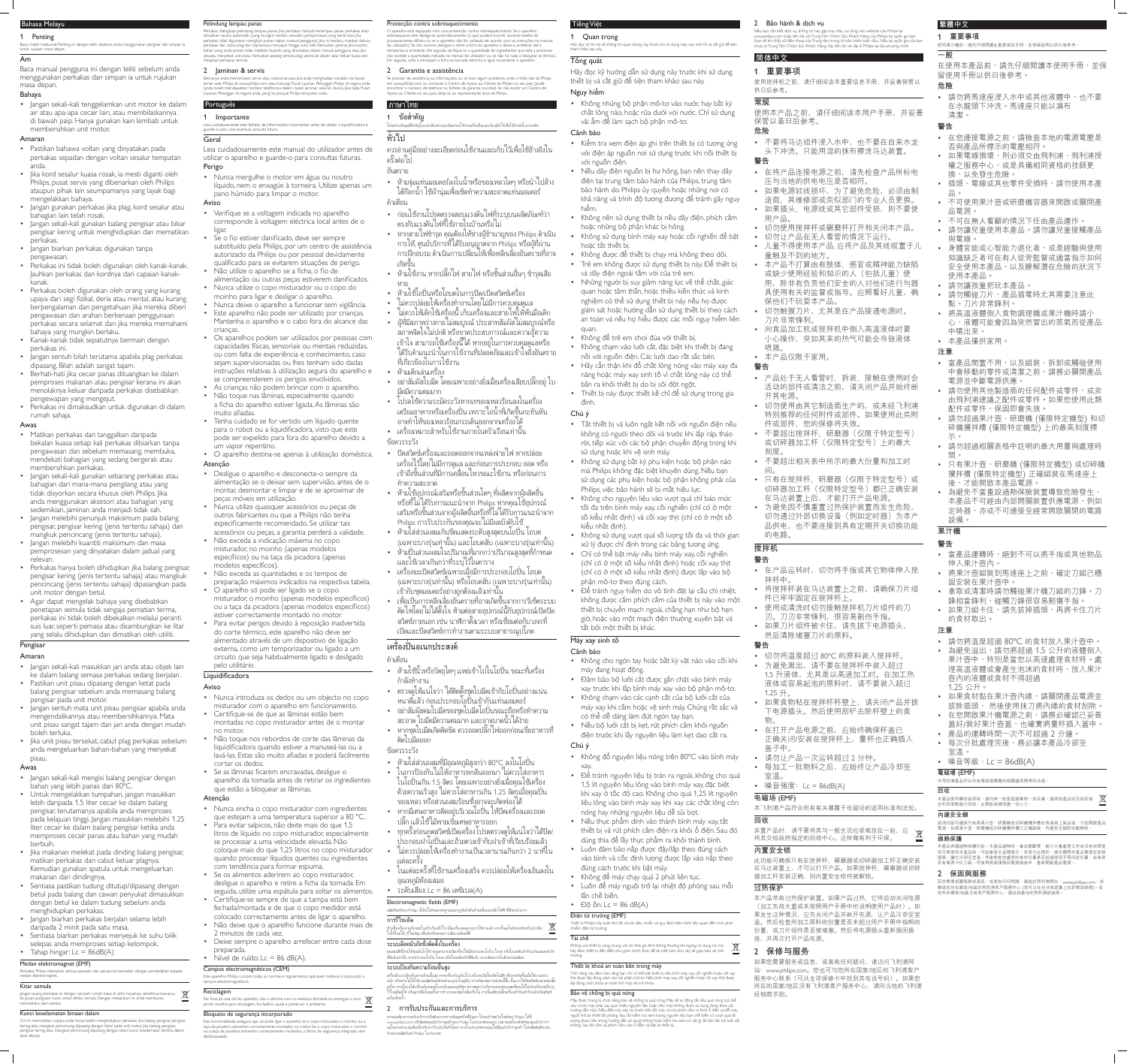## Bahasa Melayu

### 1 Penting

Baca risalah maklumat Penting ini dengan teliti sebelum anda menggunakan perkakas dan simpan ia untuk rujukan masa depan.

### Am

Baca manual pengguna ini dengan teliti sebelum anda menggunakan perkakas dan simpan ia untuk rujukan masa depan.

### Bahaya

- Jangan sekali-kali tenggelamkan unit motor ke dalam air atau apa-apa cecair lain, atau membilaskannya di bawah paip. Hanya gunakan kain lembab untuk membersihkan unit motor.

### Amaran

- Pastikan bahawa voltan yang dinyatakan pada perkakas sepadan dengan voltan sesalur tempatan anda.
- Jika kord sesalur kuasa rosak, ia mesti diganti oleh Philips, pusat servis yang dibenarkan oleh Philips ataupun pihak lain seumpamanya yang layak bagi mengelakkan bahaya.
- Jangan gunakan perkakas jika plag, kord sesalur atau bahagian lain telah rosak.
- Jangan sekali-kali gunakan balang pengisar atau bikar pengisar kering untuk menghidupkan dan mematikan perkakas.
- Jangan biarkan perkakas digunakan tanpa pengawasan.
- Perkakas ini tidak boleh digunakan oleh kanak-kanak. Jauhkan perkakas dan kordnya dari capaian kanak-kanak.
- Perkakas boleh digunakan oleh orang yang kurang upaya dari segi fizikal, deria atau mental, atau kurang berpengalaman dan pengetahuan jika mereka diberi pengawasan dan arahan berkenaan penggunaan perkakas secara selamat dan jika mereka memahami bahaya yang mungkin berlaku.
- Kanak-kanak tidak sepatutnya bermain dengan perkakas ini.
- Jangan sentuh bilah terutama apabila plag perkakas dipasang. Bilah adalah sangat tajam.
- Berhati-hati jika cecair panas dituangkan ke dalam pemproses makanan atau pengisar kerana ini akan menolaknya keluar daripada perkakas disebabkan pengewapan yang mengejut.
- Perkakas ini dimaksudkan untuk digunakan di dalam rumah sahaja.

### Awas

- Matikan perkakas dan tanggalkan daripada bekalan kuasa setiap kali perkakas dibiarkan tanpa pengawasan dan sebelum memasang, membuka, mendekati bahagian yang sedang bergerak atau membersihkan perkakas.
- Jangan sekali-kali gunakan sebarang perkakas atau bahagian dari mana-mana pengilang atau yang tidak disyorkan secara khusus oleh Philips. Jika anda menggunakan aksesori atau bahagian yang sedemikian, jaminan anda menjadi tidak sah.
- Jangan melebihi penunjuk maksimum pada balang pengisar, pengisar kering (jenis tertentu sahaja) dan mangkuk pencincang (jenis tertentu sahaja).
- Jangan melebihi kuantiti maksimum dan masa pemprosesan yang dinyatakan dalam jadual yang relevan.
- Perkakas hanya boleh dihidupkan jika balang pengisar, pengisar kering (jenis tertentu sahaja) atau mangkuk pencincang (jenis tertentu sahaja) dipasangkan pada unit motor dengan betul.
- Agar dapat mengelak bahaya yang disebabkan penetapan semula tidak sengaja pemutus terma, perkakas ini tidak boleh dibekalkan melalui peranti suis luar, seperti pemasa atau disambungkan ke litar yang selalu dihidupkan dan dimatikan oleh utiliti.

### Pengisar

### Amaran

- Jangan sekali-kali masukkan jari anda atau objek lain ke dalam balang semasa perkakas sedang berjalan.
- Pastikan unit pisau dipasang dengan ketat pada balang pengisar sebelum anda memasang balang pengisar pada unit motor.
- Jangan sentuh mata unit pisau pengisar apabila anda mengendalikannya atau membersihkannya. Mata unit pisau sangat tajam dan jari anda dengan mudah boleh terluka.
- Jika unit pisau tersekat, cabut plag perkakas sebelum anda mengeluarkan bahan-bahan yang menyekat pisau.

### Awas

- Jangan sekali-kali meletakkan bahan panas yang melebihi 80°C ke dalam balang pengisar.
- Untuk mengelakkan tumpahan, jangan masukkan lebih daripada 1.5 liter cecair ke dalam balang pengisar, terutamanya apabila anda memproses pada kelajuan tinggi. Jangan masukkan melebihi 1.25 liter cecair ke dalam balang pengisar ketika anda memproses cecair panas atau bahan yang mudah berbuih.
- Jika makanan melekat pada dinding balang pengisar, matikan perkakas dan cabut keluar plagnya. Kemudian gunakan spatula untuk mengeluarkan makanan dari dindingnya.
- Sentiasa pastikan tudung ditutup/dipasang dengan betul pada balang dan cawan penyukat dimasukkan dengan betul ke dalam tudung sebelum anda menghidupkan perkakas.
- Jangan biarkan perkakas berjalan selama lebih daripada 2 minit pada satu masa.
- Sentiasa biarkan perkakas menyejuk ke suhu bilik selepas anda memproses setiap kelompok.
- Tahap hingar: Lc = 86dB(A)

### Medan elektromagnet (EMF)

Perkakas Philips mematuhi semua piawaian dan peraturan berkaitan dengan pendedahan kepada medan elektromagnet.

### Kitar semula

Jangan buang perkakas ini dengan sampah rumah biasa di akhir hayatnya, sebaliknya bawanya ke pusat pungutan rasmi untuk dikitar semula. Dengan melakukan ini, anda membantu memelihara alam sekitar.

### Kunci keselamatan binaan dalam

Ciri ini memastikan supaya anda hanya boleh menghidupkan perkakas jika balang pengisar, pengisar kering atau mangkuk pencincang dipasang dengan betul pada unit motor. Jika balang pengisar, pengisar kering atau mangkuk pencincang dipasang dengan betul, kunci keselamatan terbina dalam akan dibuka.

### Pelindung lampau panas

Perkakas dilengkapi pelindung lampau panas. Jika perkakas menjadi terlampau panas, perkakas akan dimatikan secara automatik (yang mungkin berlaku sewaktu pemprosesan yang berat atau jika perkakas tidak digunakan mengikut arahan dalam manual pengguna). Jika ini berlaku, matikan dulu perkakas dan cabut plag dari barisannya menyejuk hingga suhu bilik. Kemudian periksa jika kuantiti bahan yang anda proses tidak melebihi kuantiti yang disyorkan dalam manual pengguna, dan jika sesuatu menyekat unit pisau. Kemudian pasang semula plug utama ke dalam salur elektrik dan hidupkan perkakas semula.

### 2 Jaminan & servis

Sekiranya anda memerlukan servis atau maklumat atau jika anda menghadapi masalah, sila lawati laman web Philips di www.philips.com atau hubungi Pusat Layanan Pelanggan Philips di negara anda (anda boleh mendapatkan nombor telefonnya dalam risalah jaminan seluruh dunia). Jika tiada Pusat Layanan Pelanggan di negara anda, pergi ke penjual Philips tempatan anda.

## Português

### 1 Importante

Leia cuidadosamente este folheto de informações importantes antes de utilizar o liquidificador e guarde-o para uma eventual consulta futura.

### Geral

Leia cuidadosamente este manual do utilizador antes de utilizar o aparelho e guarde-o para consultas futuras.

### Perigo

- Nunca mergulhe o motor em água ou noutro líquido, nem o enxagúe à torneira. Utilize apenas um pano húmido para limpar o motor.

### Aviso

- Verifique se a voltagem indicada no aparelho corresponde à voltagem eléctrica local antes de o ligar.
- Se o fio estiver danificado, deve ser sempre substituído pela Philips, por um centro de assistência autorizado da Philips ou por pessoal devidamente qualificado para se evitarem situações de perigo.
- Não utilize o aparelho se a ficha, o fio de alimentação ou outras peças estiverem danificados.
- Nunca utilize o copo misturador ou o copo do moinho para ligar e desligar o aparelho.
- Nunca deixe o aparelho a funcionar sem vigilância.
- Este aparelho não pode ser utilizado por crianças. Mantenha o aparelho e o cabo fora do alcance das crianças.
- Os aparelhos podem ser utilizados por pessoas com capacidades físicas, sensoriais ou mentais reduzidas, ou com falta de experiência e conhecimento, caso sejam supervisionadas ou lhes tenham sido dadas instruções relativas à utilização segura do aparelho e se compreenderem os perigos envolvidos.
- As crianças não podem brincar com o aparelho.
- Não toque nas lâminas, especialmente quando a ficha do aparelho estiver ligada. As lâminas são muito afiadas.
- Tenha cuidado se for vertido um líquido quente para o robot ou a liquidificadora, visto que este pode ser expelido para fora do aparelho devido a um vapor repentino.
- O aparelho destina-se apenas à utilização doméstica.

### Atenção

- Desligue o aparelho e desconecte-o sempre da alimentação se o deixar sem supervisão, antes de o montar, desmontar e limpar e de se aproximar de peças móveis em utilização.
- Nunca utilize quaisquer acessórios ou peças de outros fabricantes ou que a Philips não tenha especificamente recomendado. Se utilizar tais acessórios ou peças, a garantia perderá a validade.
- Não exceda a indicação máxima no copo misturador, no moinho (apenas modelos específicos) ou na taça da picadora (apenas modelos específicos).
- Não exceda as quantidades e os tempos de preparação máximos indicados na respectiva tabela.
- O aparelho só pode ser ligado se o copo misturador, o moinho (apenas modelos específicos) ou a taça da picadora (apenas modelos específicos) estiver correctamente montado no motor.
- Para evitar perigos devido à reposição inadvertida do corte térmico, este aparelho não deve ser alimentado através de um dispositivo de ligação externa, como um temporizador ou ligado a um circuito que seja habitualmente ligado e desligado pelo utilitário.

### Liquidificadora

### Aviso

- Nunca introduza os dedos ou um objecto no copo misturador com o aparelho em funcionamento.
- Certifique-se de que as lâminas estão bem montadas no copo misturador antes de o montar no motor.
- Não toque nos rebordos de corte das lâminas da liquidificadora quando estiver a manuseá-las ou a lavá-las. Estas são muito afiadas e poderá facilmente cortar os dedos.
- Se as lâminas ficarem encravadas, desligue o aparelho da tomada antes de retirar os ingredientes que estão a bloquear as lâminas.

### Atenção

- Nunca encha o copo misturador com ingredientes que estejam a uma temperatura superior a 80 °C.
- Para evitar salpicos, não deite mais do que 1,5 litros de líquido no copo misturador, especialmente se processar a uma velocidade elevada. Não coloque mais do que 1,25 litros no copo misturador quando processar líquidos quentes ou ingredientes com tendência para formar espuma.
- Se os alimentos aderirem ao copo misturador, desligue o aparelho e retire a ficha da tomada. Em seguida, utilize uma espátula para soltar os alimentos.
- Certifique-se sempre de que a tampa está bem fechada/montada e de que o copo medidor está colocado correctamente antes de ligar o aparelho.
- Não deixe que o aparelho funcione durante mais de 2 minutos de cada vez.
- Deixe sempre o aparelho arrefecer entre cada dose preparada.
- Nível de ruído: Lc = 86 dB(A).

### Campos electromagnéticos (CEM)

Este aparelho Philips cumpre todas as normas e regulamentos aplicáveis relativos à exposição a campos electromagnéticos.

### Reciclagem

No final da vida útil do aparelho, não o elimine com os resíduos domésticos; entregue-o num ponto recolha para reciclagem. Ao fazê-lo, ajuda a preservar o ambiente.

### Bloqueio de segurança incorporado

Esta funcionalidade assegura que só pode ligar o aparelho se o copo misturador, o moinho ou a taça da picadora estiverem correctamente montados no motor. Se o copo misturador, o moinho ou a taça da picadora estiverem correctamente montados, o fecho de segurança integrado será desbloqueado.

### Protecção contra sobreaquecimento

O aparelho está equipado com uma protecção contra sobreaquecimento. Se o aparelho sobreaquecer este desliga-se automaticamente (o que poderá ocorrer durante tarefas de processamento difíceis ou se o aparelho não for utilizado de acordo com as instruções no manual do utilizador). Se isto ocorrer desligue e retire a ficha do aparelho e deixe-o arrefecer até à temperatura ambiente. Em seguida, verifique se a quantidade de ingredientes que está a processar não excede a quantidade indicada no manual do utilizador ou se não há nada a bloquear as lâminas. Em seguida, volte a introduzir a ficha na tomada eléctrica e ligue novamente o aparelho.

### 2 Garantia e assistência

Se precisar de assistência ou informações, ou se tiver algum problema, visite o Web site da Philips em www.philips.com ou contacte o Centro de Apoio ao Cliente da Philips no seu país (pode encontrar o número de telefone no folheto da garantia mundial). Se não existir um Centro de Apoio ao Cliente no seu país, dirija-se ao representante local da Philips.

## ภาษาไทย

### 1 ข้อสำคัญ

โปรดอ่านคู่มือข้อมูลสำคัญฉบับนี้อย่างละเอียดก่อนใช้งานเครื่องปั่นและเก็บคู่มือไว้เพื่อใช้อ้างอิงในอนาคต

### ทั่วไป

ควรอ่านคู่มืออย่างละเอียดก่อนใช้งานและเก็บไว้เพื่อใช้อ้างอิงในครั้งต่อไป

### อันตราย

- ห้ามจุ่มแท่นมอเตอร์ลงในน้ำหรือของเหลวใดๆ หรือนำไปล้างใต้ก๊อกน้ำ ใช้ผ้าชุ่มน้ำเพื่อทำความสะอาดแท่นมอเตอร์

### คำเตือน

- ก่อนใช้งานโปรดตรวจสอบแรงดันไฟฟ้าระบุบนผลิตภัณฑ์ว่าตรงกับแรงดันไฟฟ้าที่ใช้ภายในบ้านหรือไม่
- หากสายไฟชำรุด คุณต้องให้ช่างผู้ชำนาญของ Philips ดำเนินการให้ ศูนย์บริการที่ได้รับอนุญาตจาก Philips หรือผู้ที่ผ่านการฝึกอบรม ดำเนินการเปลี่ยนให้เพื่อหลีกเลี่ยงอันตรายที่อาจเกิดขึ้น
- ห้ามใช้งาน หากปลั๊กไฟ สายไฟ หรือชิ้นส่วนอื่นๆ ชำรุดเสียหาย
- ห้ามใช้โถปั่นหรือโถบดในการเปิดและปิดสวิตช์เครื่อง
- ไม่ควรปล่อยให้เครื่องทำงานโดยไม่มีการควบคุมดูแล
- ไม่ควรให้เด็กใช้เครื่องนี้ เก็บเครื่องและสายไฟให้พ้นมือเด็ก
- ผู้ที่มีสภาพร่างกายไม่สมบูรณ์ ประสาทสัมผัสไม่สมบูรณ์หรือสภาพจิตใจไม่ปกติ หรือขาดประสบการณ์และความรู้ความเข้าใจ สามารถใช้เครื่องนี้ได้ หากอยู่ในการควบคุมดูแลหรือได้รับคำแนะนำในการใช้งานที่ปลอดภัยและเข้าใจถึงอันตรายที่เกี่ยวข้องในการใช้งาน
- ห้ามเด็กเล่นเครื่อง
- อย่าสัมผัสใบมีด โดยเฉพาะอย่างยิ่งเมื่อเครื่องเสียบปลั๊กอยู่ ใบมีดมีความคมมาก
- โปรดใช้ความระมัดระวังหากเทของเหลวร้อนลงในเครื่องเตรียมอาหารหรือเครื่องปั่น เพราะไอน้ำที่เกิดขึ้นฉับพลันอาจทำให้ของเหลวกระเด็นออกจากเครื่องได้
- เครื่องนี้เหมาะสำหรับใช้งานภายในครัวเรือนเท่านั้น

### ข้อควรระวัง

- ปิดสวิตช์เครื่องและถอดออกจากแหล่งจ่ายไฟ หากปล่อยเครื่องไว้โดยไม่มีการดูแล และก่อนการประกอบ ถอด หรือเข้าใกล้ชิ้นส่วนที่มีการเคลื่อนไหวขณะใช้งาน หรือก่อนการทำความสะอาด
- ห้ามใช้อุปกรณ์เสริมหรือชิ้นส่วนใดๆ ที่ผลิตจากผู้ผลิตอื่น หรือที่ไม่ได้รับการแนะนำจาก Philips หากคุณใช้อุปกรณ์เสริมหรือชิ้นส่วนจากผู้ผลิตอื่นหรือที่ไม่ได้รับการแนะนำจาก Philips การรับประกันของคุณจะไม่มีผลบังคับใช้
- ห้ามใส่ส่วนผสมเกินขีดแสดงระดับสูงสุดบนโถปั่น โถบด (เฉพาะบางรุ่นเท่านั้น) และโถบดสับ (เฉพาะบางรุ่นเท่านั้น)
- ห้ามใส่ส่วนผสมในปริมาณที่มากกว่าปริมาณสูงสุดที่กำหนดและใช้เวลาเกินกว่าที่ระบุไว้ในตาราง
- เครื่องจะเปิดสวิตช์เฉพาะเมื่อมีการประกอบโถปั่น โถบด (เฉพาะบางรุ่นเท่านั้น) หรือโถบดสับ (เฉพาะบางรุ่นเท่านั้น) เข้ากับชุดมอเตอร์อย่างถูกต้องแล้วเท่านั้น
- เพื่อเป็นการหลีกเลี่ยงอันตรายที่อาจเกิดขึ้นจากการรีเซ็ตระบบตัดไฟโดยไม่ได้ตั้งใจ ห้ามต่ออุปกรณ์นี้กับอุปกรณ์เปิดปิดสวิตช์ภายนอก เช่น นาฬิกาตั้งเวลา หรือเชื่อมต่อกับวงจรที่เปิดและปิดสวิตช์การทำงานตามระบบสาธารณูปโภค

### เครื่องปั่นอเนกประสงค์

### คำเตือน

- ห้ามใช้นิ้วหรือวัตถุใดๆ แหย่เข้าไปในโถปั่น ขณะที่เครื่องกำลังทำงาน
- ตรวจดูให้แน่ใจว่า ได้ติดตั้งชุดใบมีดเข้ากับโถปั่นอย่างแน่นหนาดีแล้ว ก่อนประกอบโถปั่นเข้ากับแท่นมอเตอร์
- อย่าสัมผัสคมใบมีดของชุดใบมีดโถปั่นขณะถือหรือทำความสะอาด ใบมีดมีความคมมาก และอาจบาดนิ้วได้ง่าย
- หากชุดใบมีดติดขัด ควรถอดปลั๊กไฟออกก่อนเขี่ยอาหารที่ติดใบมีดออก

### ข้อควรระวัง

- ห้ามใส่ส่วนผสมที่มีอุณหภูมิสูงกว่า 80°C ลงในโถปั่น
- ในการป้องกันไม่ให้อาหารหกล้นออกมา ไม่ควรใส่อาหารในโถปั่นเกิน 1.5 ลิตร โดยเฉพาะอย่างยิ่งเมื่อคุณใช้เครื่องด้วยความเร็วสูง ไม่ควรใส่อาหารเกิน 1.25 ลิตรเมื่อคุณปั่นของเหลวหรือส่วนผสมร้อนที่อาจมีฟอง
- หากมีเศษอาหารติดอยู่บริเวณโถปั่น ให้ปิดเครื่องและถอดปลั๊ก แล้วใช้ไม้พายเขี่ยเศษอาหารออก
- ทุกครั้งก่อนกดสวิตช์เปิดเครื่อง โปรดตรวจดูให้แน่ใจว่าได้ปิด/ประกอบฝาโถปั่นและถ้วยตวงเข้ากับฝาเข้าที่เรียบร้อยแล้ว
- ไม่ควรปล่อยให้เครื่องทำงานเป็นเวลานานเกินกว่า 2 นาทีในแต่ละครั้ง
- ในแต่ละครั้งที่ใช้งานเครื่องเสร็จ ควรปล่อยให้เครื่องเย็นลงในอุณหภูมิห้องเสมอ
- ระดับเสียง: Lc = 86 เดซิเบล(A)

### Electromagnetic fields (EMF)

ผลิตภัณฑ์ของ Philips นี้เป็นไปตามมาตรฐานและกฎข้อบังคับด้านการสัมผัสคลื่นแม่เหล็กไฟฟ้าที่มีผลบังคับใช้

### การรีไซเคิล

ห้ามทิ้งเครื่องรวมกับขยะในครัวเรือนทั่วไป เมื่อเลิกใช้งานแล้ว ควรนำเครื่องไปทิ้งที่จุดรวบรวมขยะเพื่อนำไปรีไซเคิล ซึ่งจะเป็นการช่วยรักษาสิ่งแวดล้อม

### ระบบล็อคนิรภัยซึ่งติดตั้งในเครื่อง

คุณสมบัตินี้ช่วยให้คุณมั่นใจได้ว่า คุณจะสามารถเปิดเครื่องได้เฉพาะเมื่อมีการประกอบโถปั่น โถบด หรือโถบดสับเข้ากับชุดมอเตอร์อย่างถูกต้องแล้วเท่านั้น หากประกอบโถปั่น โถบด หรือโถบดสับอย่างถูกต้องแล้ว ระบบล็อคนิรภัยที่ติดตั้งในเครื่องจะปลดล็อค

### ระบบป้องกันความร้อนเกิน

เครื่องนี้มาพร้อมระบบป้องกันความร้อนเกิน หากเครื่องร้อนเกินไป เครื่องจะปิดโดยอัตโนมัติ (ซึ่งอาจเกิดขึ้นระหว่างการปั่นส่วนผสมที่หนักหรือหากไม่ได้ใช้เครื่องตามคำแนะนำในคู่มือผู้ใช้) หากเกิดเหตุการณ์นี้ขึ้น ให้ปิดเครื่องและถอดปลั๊ก แล้วรอให้เครื่องเย็นลงจนถึงอุณหภูมิห้อง จากนั้นตรวจสอบว่าปริมาณส่วนผสมที่คุณปั่นไม่เกินปริมาณที่แนะนำในคู่มือผู้ใช้ และไม่มีสิ่งใดติดขัดชุดใบมีด จากนั้นเสียบปลั๊กไฟและเปิดเครื่องอีกครั้ง

### 2 การรับประกันและการบริการ

หากคุณต้องการข้อมูลหรือบริการหรือมีปัญหาเกี่ยวกับผลิตภัณฑ์ โปรดเข้าชมเว็บไซต์ของ Philips ได้ที่ www.philips.com หรือติดต่อศูนย์บริการดูแลลูกค้าของ Philips ในประเทศของคุณ (คุณจะพบหมายเลขโทรศัพท์ได้จากแผ่นพับการรับประกันทั่วโลก) หากในประเทศของคุณไม่มีศูนย์บริการดูแลลูกค้า โปรดติดต่อตัวแทนจำหน่ายผลิตภัณฑ์ Philips ในประเทศ

## Tiếng Việt

### 1 Quan trọng

Hãy đọc kỹ tờ rơi về thông tin quan trọng này trước khi sử dụng máy xay sinh tố và cất giữ để tiện tham khảo sau này.

### Tổng quát

Hãy đọc kỹ hướng dẫn sử dụng này trước khi sử dụng thiết bị và cất giữ để tiện tham khảo sau này.

### Nguy hiểm

- Không nhúng bộ phận mô-tơ vào nước hay bất kỳ chất lỏng nào, hoặc rửa dưới vòi nước. Chỉ sử dụng vải ẩm để làm sạch bộ phận mô-tơ.

### Cảnh báo

- Kiểm tra xem điện áp ghi trên thiết bị có tương ứng với điện áp nguồn nơi sử dụng trước khi nối thiết bị với nguồn điện.
- Nếu dây điện nguồn bị hư hỏng, bạn nên thay dây điện tại trung tâm bảo hành của Philips, trung tâm bảo hành do Philips ủy quyền hoặc những nơi có khả năng và trình độ tương đương để tránh gây nguy hiểm.
- Không nên sử dụng thiết bị nếu dây điện, phích cắm hoặc những bộ phận khác bị hỏng.
- Không sử dụng bình máy xay hoặc cối nghiền để bật hoặc tắt thiết bị.
- Không được để thiết bị chạy mà không theo dõi.
- Trẻ em không được sử dụng thiết bị này. Để thiết bị và dây điện ngoài tầm với của trẻ em.
- Những người bị suy giảm năng lực về thể chất, giác quan hoặc tâm thần, hoặc thiếu kiến thức và kinh nghiệm có thể sử dụng thiết bị này nếu họ được giám sát hoặc hướng dẫn sử dụng thiết bị theo cách an toàn và nếu họ hiểu được các mối nguy hiểm liên quan.
- Không để trẻ em chơi đùa với thiết bị.
- Không chạm vào lưỡi cắt, đặc biệt khi thiết bị đang nối với nguồn điện. Các lưỡi dao rất sắc bén.
- Hãy cẩn thận khi đổ chất lỏng nóng vào máy xay đa năng hoặc máy xay sinh tố vì chất lỏng này có thể bắn ra khỏi thiết bị do bị sôi đột ngột.
- Thiết bị này được thiết kế chỉ để sử dụng trong gia đình.

### Chú ý

- Tắt thiết bị và luôn ngắt kết nối với nguồn điện nếu không có người theo dõi và trước khi lắp ráp, tháo rời, tiếp xúc với các bộ phận chuyển động trong khi sử dụng hoặc khi vệ sinh máy.
- Không sử dụng bất kỳ phụ kiện hoặc bộ phận nào mà Philips không đặc biệt khuyên dùng. Nếu bạn sử dụng các phụ kiện hoặc bộ phận không phải của Philips, việc bảo hành sẽ bị mất hiệu lực.
- Không cho nguyên liệu vào vượt quá chỉ báo mức tối đa trên bình máy xay, cối nghiền (chỉ có ở một số kiểu nhất định) và cối xay thịt (chỉ có ở một số kiểu nhất định).
- Không sử dụng vượt quá số lượng tối đa và thời gian xử lý được chỉ định trong các bảng tương ứng.
- Chỉ có thể bật máy nếu bình máy xay, cối nghiền (chỉ có ở một số kiểu nhất định) hoặc cối xay thịt (chỉ có ở một số kiểu nhất định) được lắp vào bộ phận mô-tơ theo đúng cách.
- Để tránh nguy hiểm do vô tình đặt lại cầu chì nhiệt, không được cấp điện cho thiết bị này vào một thiết bị chuyển mạch ngoài, chẳng hạn như bộ hẹn giờ, hoặc vào một mạch điện thường xuyên bật và tắt bởi một thiết bị khác.

### Máy xay sinh tố

### Cảnh báo

- Không cho ngón tay hoặc bất kỳ vật nào vào cối khi máy đang hoạt động.
- Đảm bảo bộ lưỡi cắt được gắn chặt vào bình máy xay trước khi lắp bình máy xay vào bộ phận mô-tơ.
- Không chạm vào các cạnh cắt của bộ lưỡi cắt của máy xay khi cầm hoặc vệ sinh máy. Chúng rất sắc và có thể dễ dàng làm đứt ngón tay bạn.
- Nếu bộ lưỡi cắt bị kẹt, rút phích cắm khỏi nguồn điện trước khi lấy nguyên liệu làm kẹt dao cắt ra.

### Chú ý

- Không để nguyên liệu nóng trên 80°C vào bình máy xay.
- Để tránh nguyên liệu bị tràn ra ngoài, không cho quá 1,5 lít nguyên liệu lỏng vào bình máy xay, đặc biệt khi xay ở tốc độ cao. Không cho quá 1,25 lít nguyên liệu lỏng vào bình máy xay khi xay các chất lỏng còn nóng hay những nguyên liệu dễ sủi bọt.
- Nếu thực phẩm dính vào thành bình máy xay, tắt thiết bị và rút phích cắm điện ra khỏi ổ điện. Sau đó dùng thìa để lấy thực phẩm ra khỏi thành bình.
- Luôn đảm bảo nắp được đậy/lắp theo đúng cách vào bình và cốc định lượng được lắp vào nắp theo đúng cách trước khi bật máy.
- Không để máy chạy quá 2 phút liên tục.
- Luôn để máy nguội trở lại nhiệt độ phòng sau mỗi lần chế biến.
- Độ ồn: Lc = 86 dB(A)

### Điện từ trường (EMF)

Thiết bị Philips này tuân thủ tất cả các tiêu chuẩn và quy định hiện hành liên quan đến mức phơi nhiễm điện từ trường.

### Tái chế

Không vứt thiết bị cùng chung với rác thải gia đình thông thường khi ngừng sử dụng nó mà hãy đem thiết bị đến điểm thu gom chính thức để tái chế. Làm như vậy sẽ giúp bảo vệ môi trường.

### Thiết bị khoá an toàn bên trong máy

Tính năng này đảm bảo rằng bạn chỉ có thể bật thiết bị nếu bình máy xay, cối nghiền hoặc cối xay thịt được lắp đúng cách vào bộ phận mô-tơ. Nếu bình máy xay, cối nghiền hoặc cối xay thịt được lắp đúng cách, khóa an toàn tích hợp sẽ mở khóa.

### Bảo vệ chống bị quá nóng

Máy được trang bị chức năng bảo vệ chống bị quá nóng. Máy sẽ tự động tắt nếu quá nóng (có thể xảy ra khi máy phải xay quá nhiều nguyên liệu hoặc nếu máy không được sử dụng theo hướng dẫn trong hướng dẫn sử dụng). Nếu điều này xảy ra, hãy tắt máy và rút phích cắm của thiết bị rồi để máy nguội xuống nhiệt độ phòng. Sau đó kiểm tra xem số lượng nguyên liệu bạn đang chế biến có vượt quá số lượng khuyến nghị trong hướng dẫn sử dụng hay không và có vật gì chặn bộ lưỡi cắt không. Sau đó cắm phích cắm vào ổ điện và bật lại thiết bị.

### 2 Bảo hành & dịch vụ

Nếu bạn cần biết dịch vụ, thông tin hay gặp trục trặc, vui lòng vào website của Philips tại: www.philips.com hoặc liên hệ với Trung Tâm Chăm Sóc Khách Hàng của Philips tại quốc gia bạn (bạn sẽ tìm thấy số điện thoại của Trung tâm trong tờ bảo hành toàn cầu). Nếu tại quốc gia bạn chưa có Trung Tâm Chăm Sóc Khách Hàng, hãy liên hệ với đại lý Philips tại địa phương mình.

## 简体中文

### 1 重要事项

使用搅拌机之前，请仔细阅读本重要信息手册，并妥善保管以供日后参考。

### 常规

使用本产品之前，请仔细阅读本用户手册，并妥善保管以备日后参考。

### 危险

- 不要将马达组件浸入水中，也不要在自来水龙头下冲洗。只能用湿的抹布擦洗马达装置。

### 警告

- 在将产品连接电源之前，请先检查产品所标电压与当地的供电电压是否相符。
- 如果电源软线损坏，为了避免危险，必须由制造商、其维修部或类似部门的专业人员更换。
- 如果插头、电源线或其它部件受损，则不要使用产品。
- 切勿使用搅拌杯或研磨杯打开和关闭本产品。
- 切勿让产品在无人看管时运行。
- 儿童不得使用本产品. 应将产品及其线缆置于儿童触及不到的地方。
- 本产品不打算由肢体、感官或精神能力缺陷或缺少使用经验和知识的人（包括儿童）使用，除非有负责他们安全的人对他们进行与器具使用有关的监督或指导。应照看好儿童，确保他们不玩耍本产品。
- 切勿触摸刀片，尤其是在产品接通电源时。刀片非常锋利。
- 向食品加工机或搅拌机中倒入高温液体时要小心操作，突如其来的热气可能会导致液体喷溅。
- 本产品仅限于家用。

### 警告

- 产品处于无人看管时、拆装、接触在使用时会活动的部件或清洁之前，请关闭产品开始终断开其电源。
- 切勿使用由其它制造商生产的，或未经飞利浦特别推荐的任何附件或部件。如果使用此类附件或部件，您的保修将失效。
- 不要超出搅拌杯、研磨器（仅限于特定型号）或切碎器加工杯（仅限于特定型号）上的最大刻度。
- 不要超出相关表中所示的最大份量和加工时间。
- 只有在搅拌杯、研磨器（仅限于特定型号）或切碎器加工杯（仅限于特定型号）都已正确安装在马达装置上后，才能打开产品电源。
- 为避免因不慎重置过热保护装置而发生危险，切勿通过外部切换装置（例如定时器）为本产品供电，也不要连接到具有定期开关切换功能的电路。

### 搅拌机

### 警告

- 在产品运转时，切勿将手指或其它物体伸入搅拌杯中。
- 将搅拌杯装在马达装置上之前，请确保刀片组件已牢固安装在搅拌杯上。
- 使用或清洗时切勿接触搅拌机刀片组件的刀刃。刀刃非常锋利，很容易割伤手指。
- 如果刀片组件被卡住，先拔下电源插头，然后清除堵塞刀片的原料。

### 警告

- 切勿将温度超过 80℃ 的原料装入搅拌杯。
- 为避免泼溅，请不要在搅拌杯中装入超过 1.5 升液体，尤其是以高速加工时。在加工热液体或容易起泡的原料时，请不要装入超过 1.25 升。
- 如果食物粘在搅拌杯壁上，请关闭产品并拔下电源插头。然后使用刮铲去除杯壁上的食物。
- 在打开产品电源之前，应始终确保杯盖正确关闭/安装在搅拌杯上，量杯也正确插入盖子中。
- 请勿让产品一次运转超过 2 分钟。
- 每加工一批原料之后，应始终让产品冷却至室温。
- 噪音等级：Lc = 86dB(A)

### 电磁场 (EMF)

本飞利浦产品符合所有有关暴露于电磁场的适用标准和法规。

### 回收

弃置产品时，请不要将其与一般生活垃圾放在一起，应将其交给政府指定的回收中心。这样做有利于环保。

### 内置安全锁

此功能可确保只有在搅拌杯、研磨器或切碎器加工杯正确安装在马达装置上时，才可以打开产品。如果搅拌杯、研磨器或切碎器加工杯安装正确，则内置安全锁将被解锁。

### 过热保护

本产品带有过热保护装置。如果产品过热，它将自动关闭电源（加工负荷大或未按照用户手册中的说明使用产品时）。如果发生这种情况，应先关闭产品开断开电源，让产品冷却至室温。然后检查所加工原料的份量是否未超过用户手册中指明的份量，或刀片组件是否被堵塞。然后将电源插头重新插回插座，并再次打开产品电源。

### 2 保修与服务

如果您需要服务或信息，或者有任何疑问，请访问飞利浦网站：www.philips.com。您也可与您所在国家/地区的飞利浦客户服务中心联系（可从全球保修卡中找到其电话号码）。如果您所在的国家/地区没有飞利浦客户服务中心，请向当地的飞利浦经销商求助。

## 繁體中文

### 1 重要事項

使用攪拌機之前，請先仔細閱讀本重要資訊手冊，並保留以供日後參考。

### 一般

在使用本產品前，請先仔細閱讀本使用手冊，並保留使用手冊以供日後參考。

### 危險

- 請勿將馬達座浸入水中或其他液體中，也不要在水龍頭下沖洗。馬達座只能以濕布清潔。

### 警告

- 在您連接電源之前，請檢查本地的電源電壓是否與產品所標示的電壓相符。
- 如果電線損壞，則必須交由飛利浦、飛利浦授權之服務中心，或是具備相同資格的技師更換，以免發生危險。
- 插頭，電線或其他零件受損時，請勿使用本產品。
- 不可使用果汁壺或研磨機容器來開啟或關閉產品電源。
- 不可在無人看顧的情況下任由產品運作。
- 請勿讓兒童使用本產品。請勿讓兒童接觸產品與電線。
- 身體、感官或心智能力退化者，或是經驗與使用知識缺乏者可在有人從旁監督或適當指示如何安全使用本產品，以及瞭解潛在危險的狀況下使用本產品。
- 請勿讓孩童把玩本產品。
- 請勿觸碰刀片，產品插電時尤其需要注意此點。刀片非常鋒利。
- 將高溫液體倒入食物調理機或果汁機時請小心，液體可能會因為突然冒出的蒸氣而從產品中噴出來。
- 本產品僅供家用。

### 注意

- 當產品無人看管時，以及組裝、拆卸或觸碰使用中會移動的零件或清潔之前，請務必關閉產品電源並中斷電源供應。
- 請勿使用其他製造商的任何配件或零件，或非由飛利浦建議之配件或零件。如果您使用此類配件或零件，保固即會失效。
- 請勿超過果汁壺、研磨機（僅限特定機型）和切碎機攪拌機（僅限特定機型）上的最高刻度標示。
- 請勿超過相關表格中所提的最大用量與處理時間。
- 只有在果汁壺、研磨機（僅限特定機型）或切碎機攪拌機（僅限特定機型）正確組裝在馬達座上後，才能開啟產品電源。
- 為避免不當重設過熱保護裝置造成危險，本產品不可經由內部開關裝置供應電源，例如定時器，亦或不可連接至經常開啟關閉的電路設備。

### 果汁機

### 警告

- 當產品運轉時，絕對不可以將手指或其他物品伸入果汁壺內。
- 將果汁壺組裝到馬達座上之前，確定刀組已穩固安裝在果汁壺中。
- 拿取或清潔時請勿觸碰果汁機的刀鋒。刀鋒相當鋒利，碰觸刀鋒很容易割傷手指。
- 如果刀組卡住，請先拔掉插頭，再將卡住刀片的食材取出。

### 注意

- 請勿將溫度超過 80°C 的食材放入果汁壺中。
- 為避免溢出，請勿將超過 1.5 公升的液體倒入果汁壺中，特別是當您以高速處理食材時。處理高溫液體或會產生泡沫的食材時，放入果汁壺內的液體或食材不得超過 1.25 公升。
- 如果食材黏在果汁壺內緣，請關閉產品電源並拔除插頭，然後使用抹刀將內緣的食材刮除。
- 在您開啟果汁機電源之前，請務必確認已妥善蓋好/裝好果汁壺蓋，也確實將量杯插入蓋中。
- 產品的連續使用時間一次不可超過 2 分鐘。
- 每次分批處理完後，務必讓本產品冷卻至室溫。
- 噪音等級：Lc = 86dB(A)

### 電磁場 (EMF)

本飛利浦產品符合所有電磁場暴露相關之適用標準與法規。

### 回收

本產品使用壽命結束時，請勿與一般家庭廢棄物一併丟棄，請將其交至回收站。這麼做即可為環保盡一份心力。

### 內建安全鎖

這項功能可確保只有將果汁壺、研磨機或切碎機攪拌機在馬達座上組妥後，才能開啟產品電源。如果果汁壺、研磨機或切碎機攪拌機已正確組裝，內建安全鎖即會解鎖。

### 過熱保護

本產品具備過熱保護功能。本產品過熱時，會自動關閉電源（處理大量食材或未依照使用手冊指示使用本產品時，可能會發生這種情況）。若發生這種情形，請先關閉產品電源並拔除插頭，讓它冷卻至室溫。然後請檢查處理的食材份量是否超過使用手冊中的建議用量，或是有東西卡住刀組。然後再將插頭插回電源插座，重新開啟產品電源。

### 2 保固與服務

若您需要服務或資訊，或是有任何問題，請造訪飛利浦網站：www.philips.com，或聯絡您所在國家/地區的飛利浦客戶服務中心（您可以在全球保證書上找到電話號碼）。若您所在國家/地區沒有客戶服務中心，請洽詢當地的飛利浦經銷商。